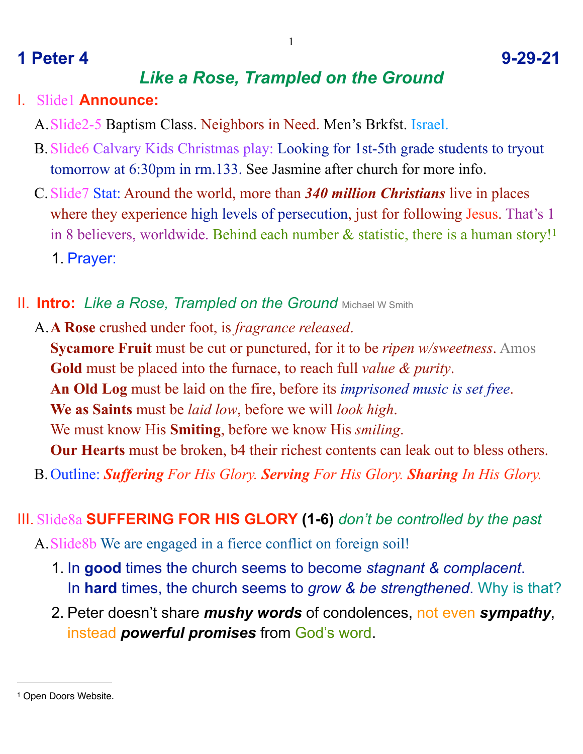## 1 Peter 4 9-29-21

### *Like a Rose, Trampled on the Ground*

I. Slide1 **Announce:**

A. Slide2-5 Baptism Class. Neighbors in Need. Men's Brkfst. Israel.

B. Slide6 Calvary Kids Christmas play: Looking for 1st-5th grade students to tryout tomorrow at 6:30pm in rm.133. See Jasmine after church for more info.

C. Slide7 Stat: Around the world, more than ***340 million Christians*** live in places where they experience high levels of persecution, just for following Jesus. That's 1 in 8 believers, worldwide. Behind each number & statistic, there is a human story![1]

1. Prayer:

II. **Intro:** *Like a Rose, Trampled on the Ground* Michael W Smith

A. **A Rose** crushed under foot, is *fragrance released*.
**Sycamore Fruit** must be cut or punctured, for it to be *ripen w/sweetness*. Amos
**Gold** must be placed into the furnace, to reach full *value & purity*.
**An Old Log** must be laid on the fire, before its *imprisoned music is set free*.
**We as Saints** must be *laid low*, before we will *look high*.
We must know His **Smiting**, before we know His *smiling*.
**Our Hearts** must be broken, b4 their richest contents can leak out to bless others.

B. Outline: ***Suffering*** *For His Glory.* ***Serving*** *For His Glory.* ***Sharing*** *In His Glory.*

III. Slide8a **SUFFERING FOR HIS GLORY (1-6)** *don't be controlled by the past*

A. Slide8b We are engaged in a fierce conflict on foreign soil!

1. In **good** times the church seems to become *stagnant & complacent*.
In **hard** times, the church seems to *grow & be strengthened*. Why is that?
2. Peter doesn't share ***mushy words*** of condolences, not even ***sympathy***, instead ***powerful promises*** from God's word.

---

[1] Open Doors Website.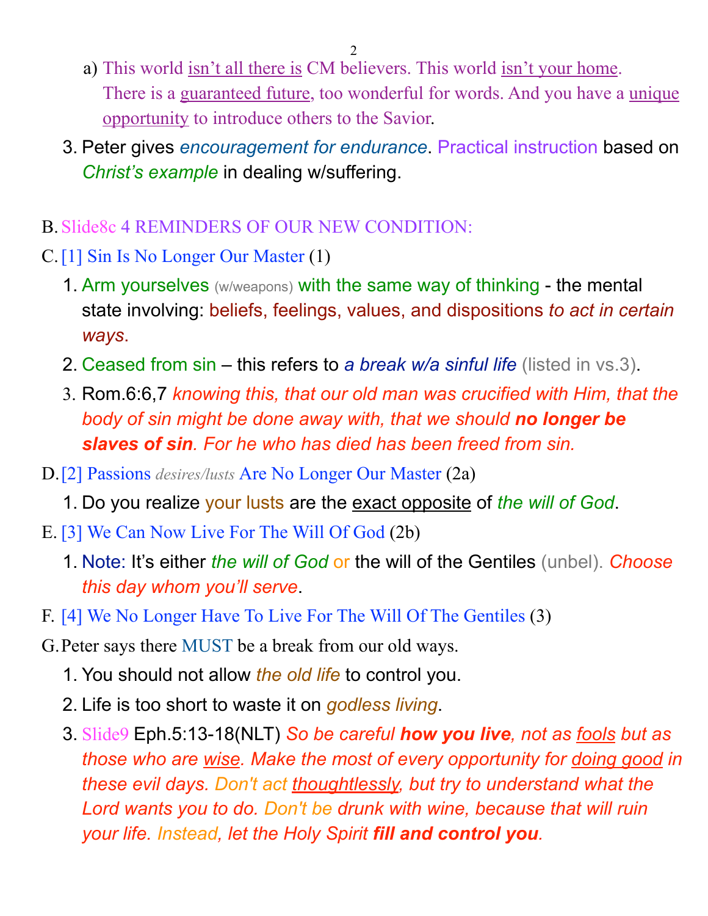a) This world <u>isn't all there is</u> CM believers. This world <u>isn't your home</u>. There is a <u>guaranteed future</u>, too wonderful for words. And you have a <u>unique opportunity</u> to introduce others to the Savior.

3. Peter gives *encouragement for endurance*. Practical instruction based on *Christ's example* in dealing w/suffering.

B. Slide8c 4 REMINDERS OF OUR NEW CONDITION:

C. [1] Sin Is No Longer Our Master (1)

1. Arm yourselves (w/weapons) with the same way of thinking - the mental state involving: beliefs, feelings, values, and dispositions *to act in certain ways*.
2. Ceased from sin – this refers to *a break w/a sinful life* (listed in vs.3).
3. Rom.6:6,7 *knowing this, that our old man was crucified with Him, that the body of sin might be done away with, that we should **no longer be slaves of sin**. For he who has died has been freed from sin.*

D. [2] Passions *desires/lusts* Are No Longer Our Master (2a)

1. Do you realize your lusts are the <u>exact opposite</u> of *the will of God*.

E. [3] We Can Now Live For The Will Of God (2b)

1. Note: It's either *the will of God* or the will of the Gentiles (unbel). *Choose this day whom you'll serve*.

F. [4] We No Longer Have To Live For The Will Of The Gentiles (3)

G. Peter says there MUST be a break from our old ways.

1. You should not allow *the old life* to control you.
2. Life is too short to waste it on *godless living*.
3. Slide9 Eph.5:13-18(NLT) *So be careful **how you live**, not as <u>fools</u> but as those who are <u>wise</u>. Make the most of every opportunity for <u>doing good</u> in these evil days. Don't act <u>thoughtlessly</u>, but try to understand what the Lord wants you to do. Don't be drunk with wine, because that will ruin your life. Instead, let the Holy Spirit **fill and control you**.*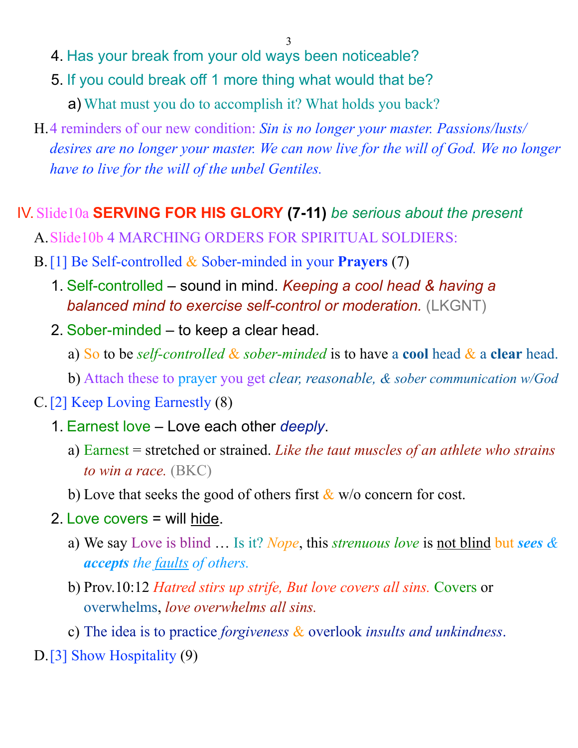4. Has your break from your old ways been noticeable?
5. If you could break off 1 more thing what would that be?
    a) What must you do to accomplish it? What holds you back?

H. 4 reminders of our new condition: *Sin is no longer your master. Passions/lusts/desires are no longer your master. We can now live for the will of God. We no longer have to live for the will of the unbel Gentiles.*

IV. Slide10a **SERVING FOR HIS GLORY (7-11)** *be serious about the present*

A. Slide10b 4 MARCHING ORDERS FOR SPIRITUAL SOLDIERS:

B. [1] Be Self-controlled & Sober-minded in your **Prayers** (7)

1. Self-controlled – sound in mind. *Keeping a cool head & having a balanced mind to exercise self-control or moderation.* (LKGNT)
2. Sober-minded – to keep a clear head.
    a) So to be *self-controlled & sober-minded* is to have a **cool** head & a **clear** head.
    b) Attach these to prayer you get *clear, reasonable, & sober communication w/God*

C. [2] Keep Loving Earnestly (8)

1. Earnest love – Love each other *deeply*.
    a) Earnest = stretched or strained. *Like the taut muscles of an athlete who strains to win a race.* (BKC)
    b) Love that seeks the good of others first & w/o concern for cost.
2. Love covers = will <u>hide</u>.
    a) We say Love is blind … Is it? *Nope*, this *strenuous love* is <u>not blind</u> but ***sees & accepts*** *the <u>faults</u> of others.*
    b) Prov.10:12 *Hatred stirs up strife, But love covers all sins.* Covers or overwhelms, *love overwhelms all sins.*
    c) The idea is to practice *forgiveness* & overlook *insults and unkindness*.

D. [3] Show Hospitality (9)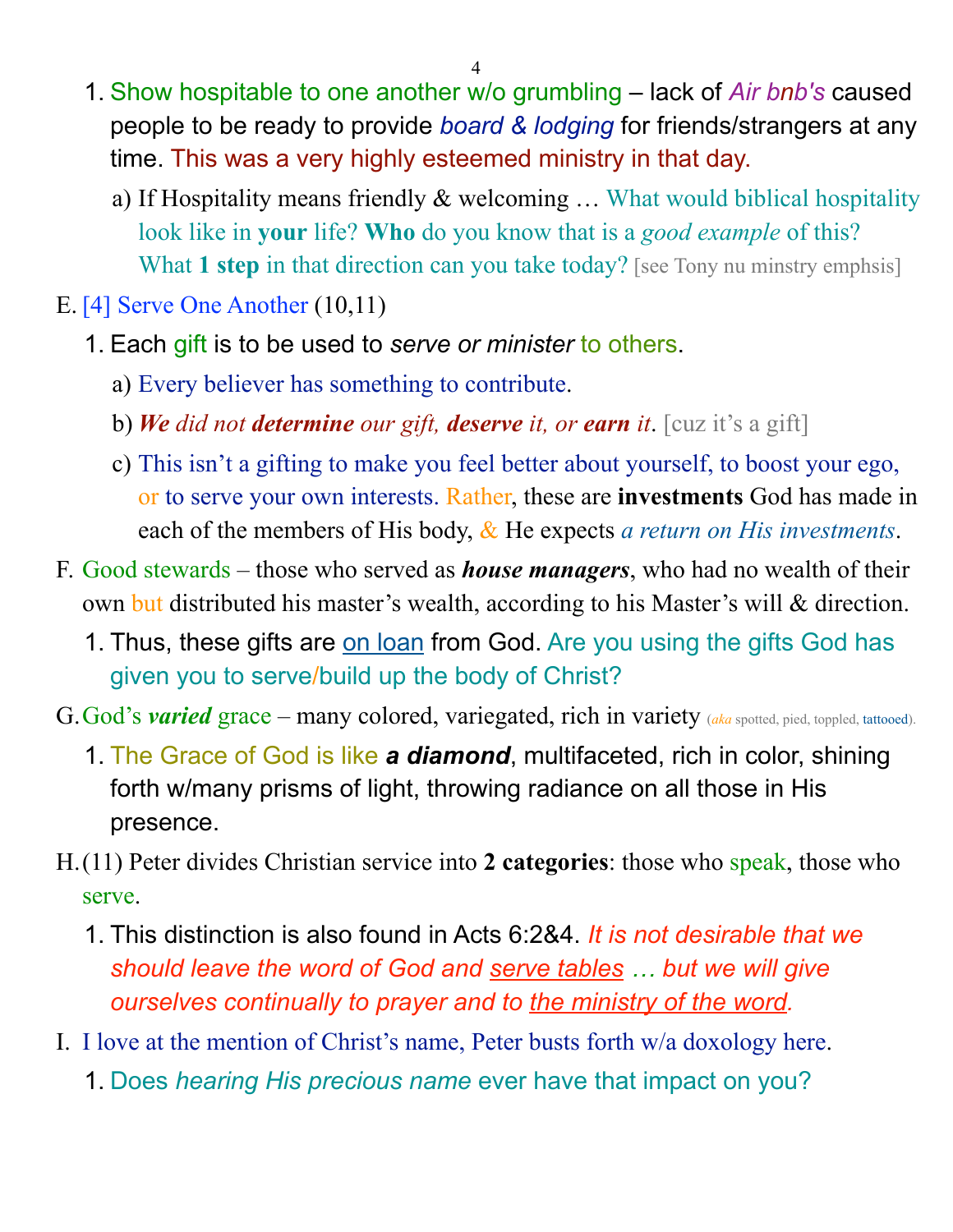1. Show hospitable to one another w/o grumbling – lack of *Air bnb's* caused people to be ready to provide *board & lodging* for friends/strangers at any time. This was a very highly esteemed ministry in that day.
   a) If Hospitality means friendly & welcoming … What would biblical hospitality look like in **your** life? **Who** do you know that is a *good example* of this? What **1 step** in that direction can you take today? [see Tony nu minstry emphsis]

E. [4] Serve One Another (10,11)
   1. Each gift is to be used to *serve or minister* to others.
      a) Every believer has something to contribute.
      b) ***We** did not **determine** our gift, **deserve** it, or **earn** it*. [cuz it's a gift]
      c) This isn't a gifting to make you feel better about yourself, to boost your ego, or to serve your own interests. Rather, these are **investments** God has made in each of the members of His body, & He expects *a return on His investments*.

F. Good stewards – those who served as ***house managers***, who had no wealth of their own but distributed his master's wealth, according to his Master's will & direction.
   1. Thus, these gifts are on loan from God. Are you using the gifts God has given you to serve/build up the body of Christ?

G. God's ***varied*** grace – many colored, variegated, rich in variety (*aka* spotted, pied, toppled, tattooed).
   1. The Grace of God is like ***a diamond***, multifaceted, rich in color, shining forth w/many prisms of light, throwing radiance on all those in His presence.

H. (11) Peter divides Christian service into **2 categories**: those who speak, those who serve.
   1. This distinction is also found in Acts 6:2&4. *It is not desirable that we should leave the word of God and serve tables … but we will give ourselves continually to prayer and to the ministry of the word.*

I. I love at the mention of Christ's name, Peter busts forth w/a doxology here.
   1. Does *hearing His precious name* ever have that impact on you?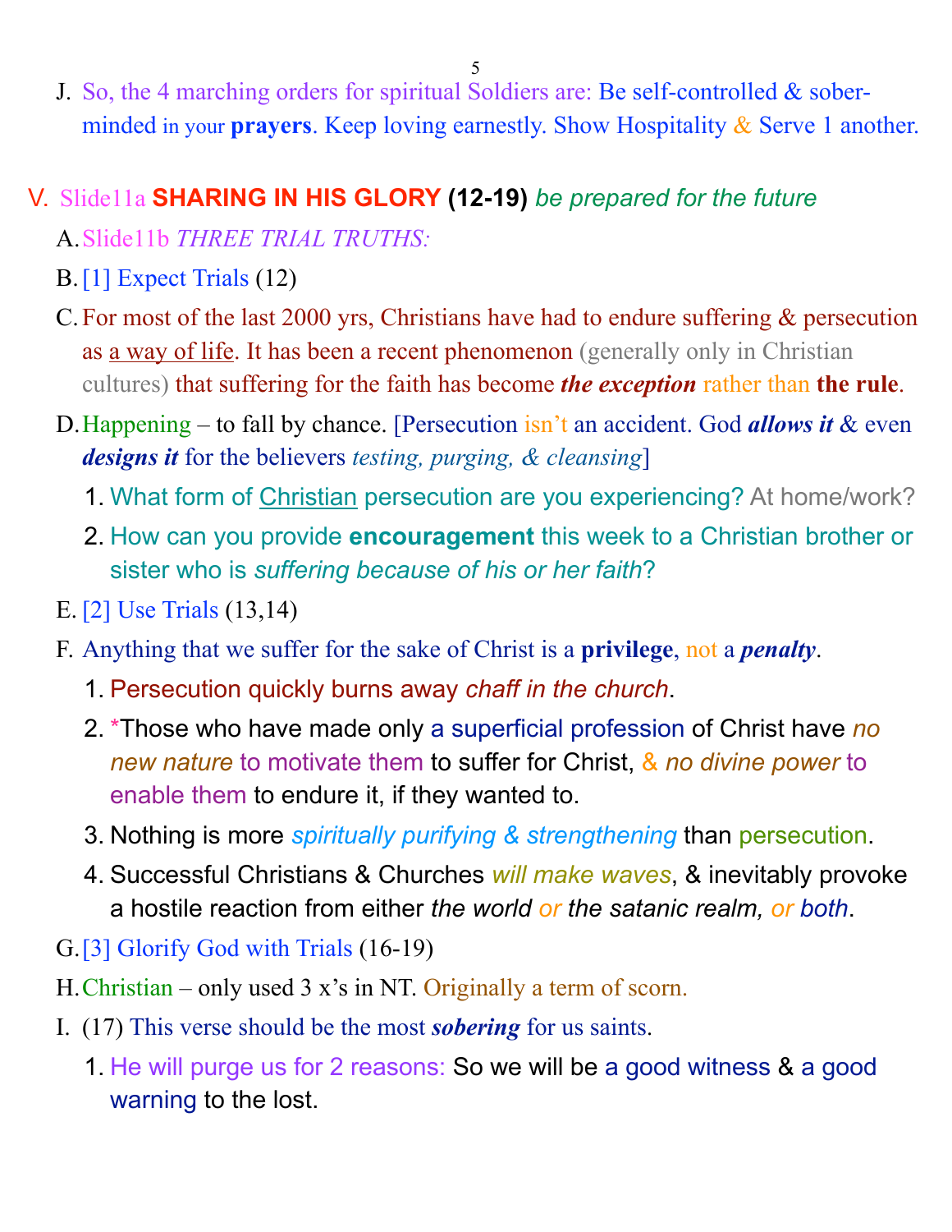J. So, the 4 marching orders for spiritual Soldiers are: Be self-controlled & sober-minded in your **prayers**. Keep loving earnestly. Show Hospitality & Serve 1 another.

V. Slide11a **SHARING IN HIS GLORY (12-19)** *be prepared for the future*

A. Slide11b *THREE TRIAL TRUTHS:*

B. [1] Expect Trials (12)

C. For most of the last 2000 yrs, Christians have had to endure suffering & persecution as a way of life. It has been a recent phenomenon (generally only in Christian cultures) that suffering for the faith has become ***the exception*** rather than **the rule**.

D. Happening – to fall by chance. [Persecution isn't an accident. God ***allows it*** & even ***designs it*** for the believers *testing, purging, & cleansing*]

1. What form of Christian persecution are you experiencing? At home/work?
2. How can you provide **encouragement** this week to a Christian brother or sister who is *suffering because of his or her faith*?

E. [2] Use Trials (13,14)

F. Anything that we suffer for the sake of Christ is a **privilege**, not a ***penalty***.

1. Persecution quickly burns away *chaff in the church*.
2. *Those who have made only a superficial profession of Christ have *no new nature* to motivate them to suffer for Christ, & *no divine power* to enable them to endure it, if they wanted to.
3. Nothing is more *spiritually purifying & strengthening* than persecution.
4. Successful Christians & Churches *will make waves*, & inevitably provoke a hostile reaction from either *the world or the satanic realm, or both*.

G. [3] Glorify God with Trials (16-19)

H. Christian – only used 3 x's in NT. Originally a term of scorn.

I. (17) This verse should be the most ***sobering*** for us saints.

1. He will purge us for 2 reasons: So we will be a good witness & a good warning to the lost.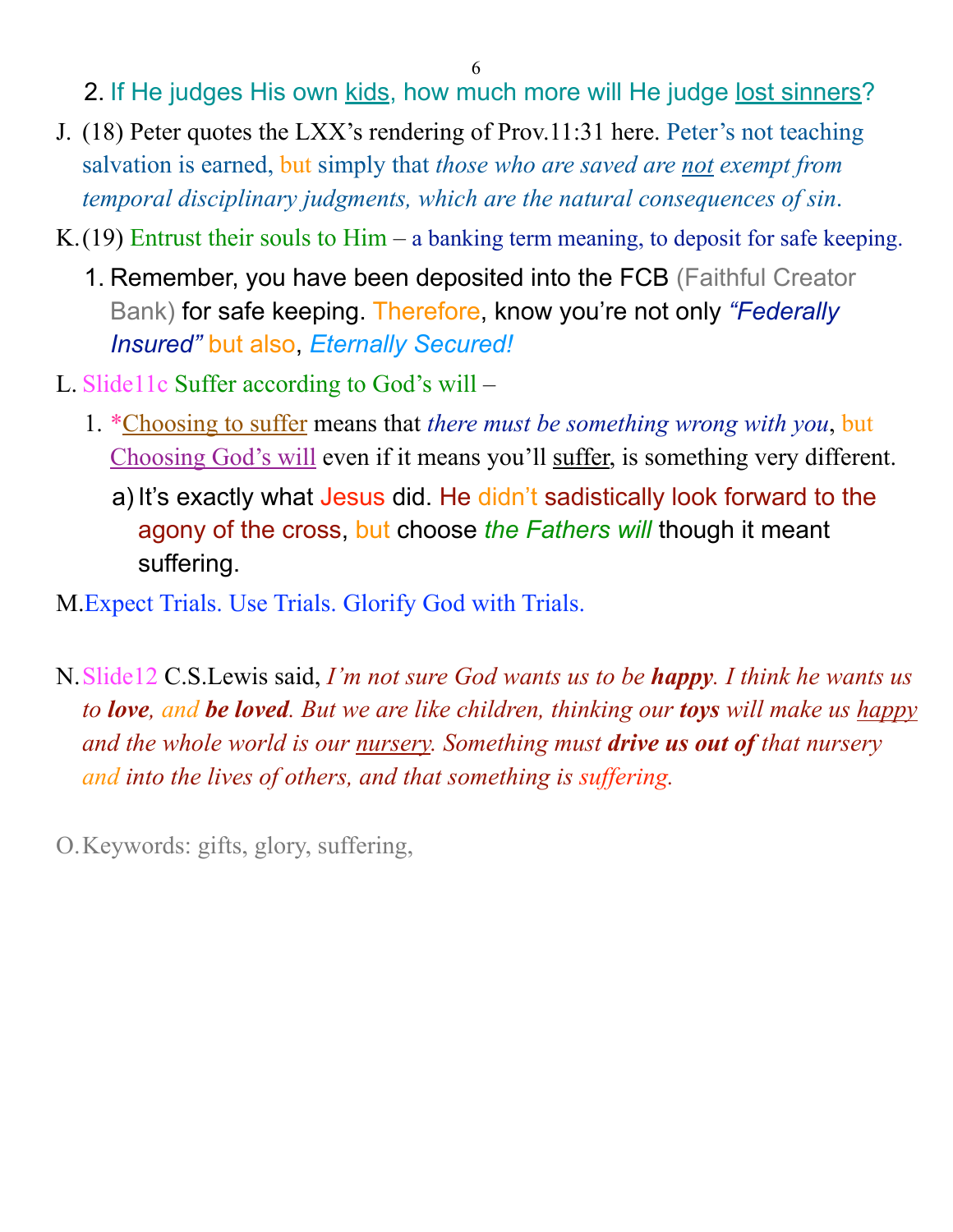2. If He judges His own kids, how much more will He judge lost sinners?

J. (18) Peter quotes the LXX's rendering of Prov.11:31 here. Peter's not teaching salvation is earned, but simply that *those who are saved are not exempt from temporal disciplinary judgments, which are the natural consequences of sin.*

K. (19) Entrust their souls to Him – a banking term meaning, to deposit for safe keeping.

1. Remember, you have been deposited into the FCB (Faithful Creator Bank) for safe keeping. Therefore, know you're not only *"Federally Insured"* but also, *Eternally Secured!*

L. Slide11c Suffer according to God's will –

1. *Choosing to suffer means that *there must be something wrong with you*, but Choosing God's will even if it means you'll suffer, is something very different.
   a) It's exactly what Jesus did. He didn't sadistically look forward to the agony of the cross, but choose *the Fathers will* though it meant suffering.

M. Expect Trials. Use Trials. Glorify God with Trials.

N. Slide12 C.S.Lewis said, *I'm not sure God wants us to be **happy**. I think he wants us to **love**, and **be loved**. But we are like children, thinking our **toys** will make us happy and the whole world is our nursery. Something must **drive us out of** that nursery and into the lives of others, and that something is suffering.*

O. Keywords: gifts, glory, suffering,